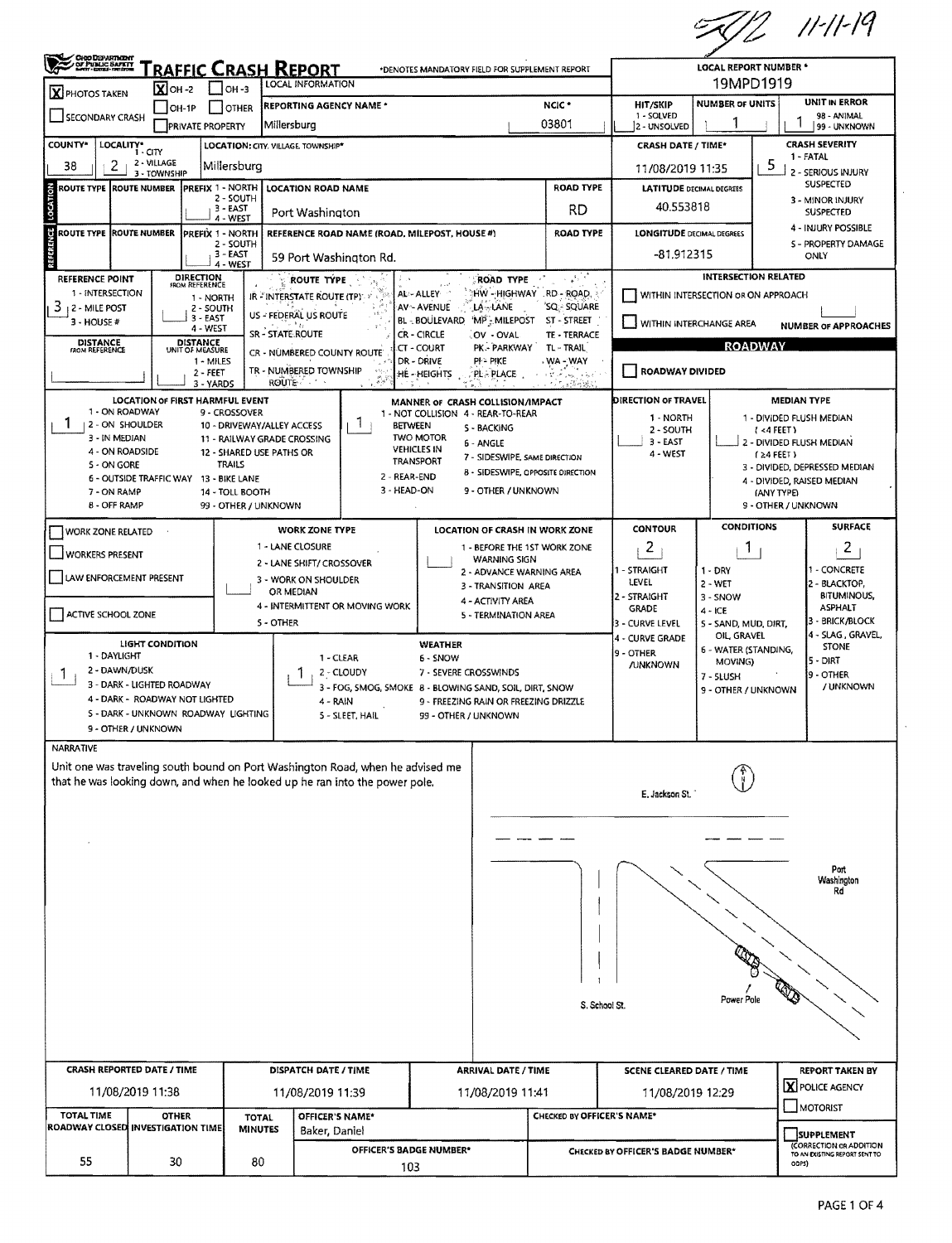AJ2 11-11-19

# TRAFFIC CRASH REPORT

OHIO DEPARTMENT OF PUBLIC SAFETY

*DENOTES MANDATORY FIELD FOR SUPPLEMENT REPORT

| | |
|---|---|
| [X] PHOTOS TAKEN | [X] OH-2 / [ ] OH-3 / [ ] OH-1P / [ ] OTHER |
| [ ] SECONDARY CRASH | [ ] PRIVATE PROPERTY |

LOCAL INFORMATION

| REPORTING AGENCY NAME * | NCIC * |
|---|---|
| Millersburg | 03801 |

| LOCAL REPORT NUMBER * | |
|---|---|
| 19MPD1919 | |

| HIT/SKIP (1 - SOLVED, 2 - UNSOLVED) | NUMBER OF UNITS | UNIT IN ERROR (98 - ANIMAL, 99 - UNKNOWN) |
|---|---|---|
| | 1 | 1 |

| COUNTY* | LOCALITY* (1 - CITY, 2 - VILLAGE, 3 - TOWNSHIP) | LOCATION: CITY, VILLAGE, TOWNSHIP* |
|---|---|---|
| 38 | 2 | Millersburg |

| CRASH DATE / TIME* | CRASH SEVERITY |
|---|---|
| 11/08/2019 11:35 | 5 |

CRASH SEVERITY: 1 - FATAL; 2 - SERIOUS INJURY SUSPECTED; 3 - MINOR INJURY SUSPECTED; 4 - INJURY POSSIBLE; 5 - PROPERTY DAMAGE ONLY

## LOCATION

| ROUTE TYPE | ROUTE NUMBER | PREFIX (1 - NORTH, 2 - SOUTH, 3 - EAST, 4 - WEST) | LOCATION ROAD NAME | ROAD TYPE |
|---|---|---|---|---|
| | | | Port Washington | RD |

LATITUDE DECIMAL DEGREES: 40.553818

## REFERENCE

| ROUTE TYPE | ROUTE NUMBER | PREFIX (1 - NORTH, 2 - SOUTH, 3 - EAST, 4 - WEST) | REFERENCE ROAD NAME (ROAD, MILEPOST, HOUSE #) | ROAD TYPE |
|---|---|---|---|---|
| | | | 59 Port Washington Rd. | |

LONGITUDE DECIMAL DEGREES: -81.912315

REFERENCE POINT: 3 (1 - INTERSECTION, 2 - MILE POST, 3 - HOUSE #)

DIRECTION FROM REFERENCE: 1 - NORTH, 2 - SOUTH, 3 - EAST, 4 - WEST

DISTANCE FROM REFERENCE:

DISTANCE UNIT OF MEASURE: 1 - MILES, 2 - FEET, 3 - YARDS

ROUTE TYPE: IR - INTERSTATE ROUTE (TP); US - FEDERAL US ROUTE; SR - STATE ROUTE; CR - NUMBERED COUNTY ROUTE; TR - NUMBERED TOWNSHIP ROUTE

ROAD TYPE: AL - ALLEY; AV - AVENUE; BL - BOULEVARD; CR - CIRCLE; CT - COURT; DR - DRIVE; HE - HEIGHTS; HW - HIGHWAY; LA - LANE; MP - MILEPOST; OV - OVAL; PK - PARKWAY; PI - PIKE; PL - PLACE; RD - ROAD; SQ - SQUARE; ST - STREET; TE - TERRACE; TL - TRAIL; WA - WAY

INTERSECTION RELATED
- [ ] WITHIN INTERSECTION OR ON APPROACH
- [ ] WITHIN INTERCHANGE AREA

NUMBER OF APPROACHES:

## ROADWAY

- [ ] ROADWAY DIVIDED

LOCATION OF FIRST HARMFUL EVENT: 1

1 - ON ROADWAY; 2 - ON SHOULDER; 3 - IN MEDIAN; 4 - ON ROADSIDE; 5 - ON GORE; 6 - OUTSIDE TRAFFIC WAY; 7 - ON RAMP; 8 - OFF RAMP; 9 - CROSSOVER; 10 - DRIVEWAY/ALLEY ACCESS; 11 - RAILWAY GRADE CROSSING; 12 - SHARED USE PATHS OR TRAILS; 13 - BIKE LANE; 14 - TOLL BOOTH; 99 - OTHER / UNKNOWN

MANNER OF CRASH COLLISION/IMPACT: 1

1 - NOT COLLISION BETWEEN TWO MOTOR VEHICLES IN TRANSPORT; 2 - REAR-END; 3 - HEAD-ON; 4 - REAR-TO-REAR; 5 - BACKING; 6 - ANGLE; 7 - SIDESWIPE, SAME DIRECTION; 8 - SIDESWIPE, OPPOSITE DIRECTION; 9 - OTHER / UNKNOWN

DIRECTION OF TRAVEL: 1 - NORTH; 2 - SOUTH; 3 - EAST; 4 - WEST

MEDIAN TYPE: 1 - DIVIDED FLUSH MEDIAN (<4 FEET); 2 - DIVIDED FLUSH MEDIAN (≥4 FEET); 3 - DIVIDED, DEPRESSED MEDIAN; 4 - DIVIDED, RAISED MEDIAN (ANY TYPE); 9 - OTHER / UNKNOWN

- [ ] WORK ZONE RELATED
- [ ] WORKERS PRESENT
- [ ] LAW ENFORCEMENT PRESENT
- [ ] ACTIVE SCHOOL ZONE

WORK ZONE TYPE: 1 - LANE CLOSURE; 2 - LANE SHIFT/ CROSSOVER; 3 - WORK ON SHOULDER OR MEDIAN; 4 - INTERMITTENT OR MOVING WORK; 5 - OTHER

LOCATION OF CRASH IN WORK ZONE: 1 - BEFORE THE 1ST WORK ZONE WARNING SIGN; 2 - ADVANCE WARNING AREA; 3 - TRANSITION AREA; 4 - ACTIVITY AREA; 5 - TERMINATION AREA

| CONTOUR | CONDITIONS | SURFACE |
|---|---|---|
| 2 | 1 | 2 |

CONTOUR: 1 - STRAIGHT LEVEL; 2 - STRAIGHT GRADE; 3 - CURVE LEVEL; 4 - CURVE GRADE; 9 - OTHER /UNKNOWN

CONDITIONS: 1 - DRY; 2 - WET; 3 - SNOW; 4 - ICE; 5 - SAND, MUD, DIRT, OIL, GRAVEL; 6 - WATER (STANDING, MOVING); 7 - SLUSH; 9 - OTHER / UNKNOWN

SURFACE: 1 - CONCRETE; 2 - BLACKTOP, BITUMINOUS, ASPHALT; 3 - BRICK/BLOCK; 4 - SLAG, GRAVEL, STONE; 5 - DIRT; 9 - OTHER / UNKNOWN

LIGHT CONDITION: 1

1 - DAYLIGHT; 2 - DAWN/DUSK; 3 - DARK - LIGHTED ROADWAY; 4 - DARK - ROADWAY NOT LIGHTED; 5 - DARK - UNKNOWN ROADWAY LIGHTING; 9 - OTHER / UNKNOWN

WEATHER: 1

1 - CLEAR; 2 - CLOUDY; 3 - FOG, SMOG, SMOKE; 4 - RAIN; 5 - SLEET, HAIL; 6 - SNOW; 7 - SEVERE CROSSWINDS; 8 - BLOWING SAND, SOIL, DIRT, SNOW; 9 - FREEZING RAIN OR FREEZING DRIZZLE; 99 - OTHER / UNKNOWN

## NARRATIVE

Unit one was traveling south bound on Port Washington Road, when he advised me that he was looking down, and when he looked up he ran into the power pole.

E. Jackson St.

Port Washington Rd

S. School St.

Power Pole

| CRASH REPORTED DATE / TIME | DISPATCH DATE / TIME | ARRIVAL DATE / TIME | SCENE CLEARED DATE / TIME | REPORT TAKEN BY |
|---|---|---|---|---|
| 11/08/2019 11:38 | 11/08/2019 11:39 | 11/08/2019 11:41 | 11/08/2019 12:29 | [X] POLICE AGENCY / [ ] MOTORIST |

| TOTAL TIME ROADWAY CLOSED | OTHER INVESTIGATION TIME | TOTAL MINUTES | OFFICER'S NAME* | CHECKED BY OFFICER'S NAME* |
|---|---|---|---|---|
| 55 | 30 | 80 | Baker, Daniel | |

| OFFICER'S BADGE NUMBER* | CHECKED BY OFFICER'S BADGE NUMBER* |
|---|---|
| 103 | |

[ ] SUPPLEMENT (CORRECTION OR ADDITION TO AN EXISTING REPORT SENT TO ODPS)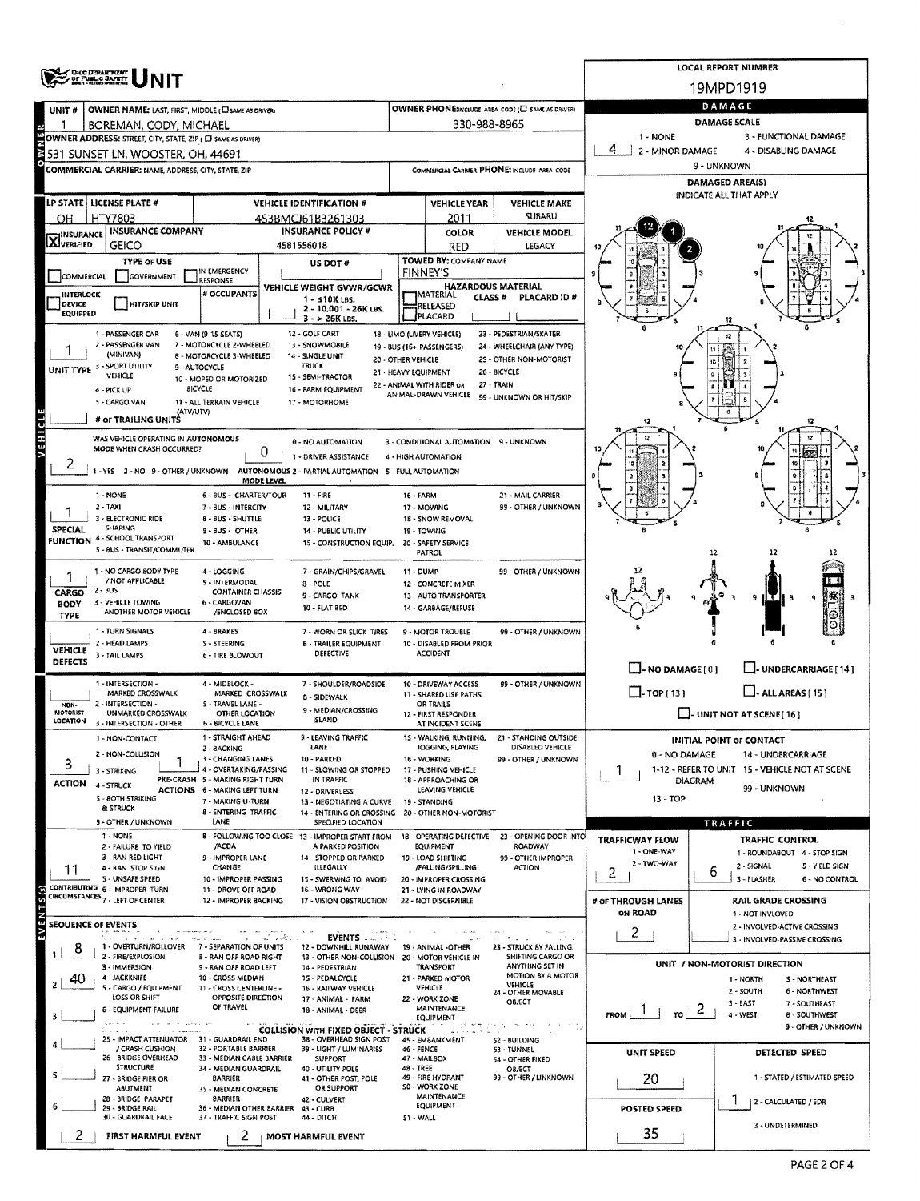# UNIT

**LOCAL REPORT NUMBER:** 19MPD1919

| UNIT # | OWNER NAME: LAST, FIRST, MIDDLE | OWNER PHONE |
|---|---|---|
| 1 | BOREMAN, CODY, MICHAEL | 330-988-8965 |

**OWNER ADDRESS:** 531 SUNSET LN, WOOSTER, OH, 44691

**COMMERCIAL CARRIER:** NAME, ADDRESS, CITY, STATE, ZIP

**COMMERCIAL CARRIER PHONE:**

| LP STATE | LICENSE PLATE # | VEHICLE IDENTIFICATION # | VEHICLE YEAR | VEHICLE MAKE |
|---|---|---|---|---|
| OH | HTY7803 | 4S3BMCJ61B3261303 | 2011 | SUBARU |

| INSURANCE VERIFIED | INSURANCE COMPANY | INSURANCE POLICY # | COLOR | VEHICLE MODEL |
|---|---|---|---|---|
| X | GEICO | 4581556018 | RED | LEGACY |

**TYPE OF USE:** COMMERCIAL / GOVERNMENT / IN EMERGENCY RESPONSE

**US DOT #:**

**TOWED BY: COMPANY NAME:** FINNEY'S

**# OCCUPANTS:**

**VEHICLE WEIGHT GVWR/GCWR:** 1 - ≤10K LBS. 2 - 10,001 - 26K LBS. 3 - > 26K LBS.

**HAZARDOUS MATERIAL:** MATERIAL CLASS # / RELEASED / PLACARD — PLACARD ID #

**INTERLOCK DEVICE EQUIPPED / HIT/SKIP UNIT**

**UNIT TYPE:** 1
1 - PASSENGER CAR; 2 - PASSENGER VAN (MINIVAN); 3 - SPORT UTILITY VEHICLE; 4 - PICK UP; 5 - CARGO VAN; 6 - VAN (9-15 SEATS); 7 - MOTORCYCLE 2-WHEELED; 8 - MOTORCYCLE 3-WHEELED; 9 - AUTOCYCLE; 10 - MOPED OR MOTORIZED BICYCLE; 11 - ALL TERRAIN VEHICLE (ATV/UTV); 12 - GOLF CART; 13 - SNOWMOBILE; 14 - SINGLE UNIT TRUCK; 15 - SEMI-TRACTOR; 16 - FARM EQUIPMENT; 17 - MOTORHOME; 18 - LIMO (LIVERY VEHICLE); 19 - BUS (16+ PASSENGERS); 20 - OTHER VEHICLE; 21 - HEAVY EQUIPMENT; 22 - ANIMAL WITH RIDER OR ANIMAL-DRAWN VEHICLE; 23 - PEDESTRIAN/SKATER; 24 - WHEELCHAIR (ANY TYPE); 25 - OTHER NON-MOTORIST; 26 - BICYCLE; 27 - TRAIN; 99 - UNKNOWN OR HIT/SKIP

**# OF TRAILING UNITS:**

**WAS VEHICLE OPERATING IN AUTONOMOUS MODE WHEN CRASH OCCURRED?** 2
1 - YES 2 - NO 9 - OTHER / UNKNOWN

**AUTONOMOUS MODE LEVEL:** 0
0 - NO AUTOMATION; 1 - DRIVER ASSISTANCE; 2 - PARTIAL AUTOMATION; 3 - CONDITIONAL AUTOMATION; 4 - HIGH AUTOMATION; 5 - FULL AUTOMATION; 9 - UNKNOWN

**SPECIAL FUNCTION:** 1
1 - NONE; 2 - TAXI; 3 - ELECTRONIC RIDE SHARING; 4 - SCHOOL TRANSPORT; 5 - BUS - TRANSIT/COMMUTER; 6 - BUS - CHARTER/TOUR; 7 - BUS - INTERCITY; 8 - BUS - SHUTTLE; 9 - BUS - OTHER; 10 - AMBULANCE; 11 - FIRE; 12 - MILITARY; 13 - POLICE; 14 - PUBLIC UTILITY; 15 - CONSTRUCTION EQUIP.; 16 - FARM; 17 - MOWING; 18 - SNOW REMOVAL; 19 - TOWING; 20 - SAFETY SERVICE PATROL; 21 - MAIL CARRIER; 99 - OTHER / UNKNOWN

**CARGO BODY TYPE:** 1
1 - NO CARGO BODY TYPE / NOT APPLICABLE; 2 - BUS; 3 - VEHICLE TOWING ANOTHER MOTOR VEHICLE; 4 - LOGGING; 5 - INTERMODAL CONTAINER CHASSIS; 6 - CARGOVAN /ENCLOSED BOX; 7 - GRAIN/CHIPS/GRAVEL; 8 - POLE; 9 - CARGO TANK; 10 - FLAT BED; 11 - DUMP; 12 - CONCRETE MIXER; 13 - AUTO TRANSPORTER; 14 - GARBAGE/REFUSE; 99 - OTHER / UNKNOWN

**VEHICLE DEFECTS:**
1 - TURN SIGNALS; 2 - HEAD LAMPS; 3 - TAIL LAMPS; 4 - BRAKES; 5 - STEERING; 6 - TIRE BLOWOUT; 7 - WORN OR SLICK TIRES; 8 - TRAILER EQUIPMENT DEFECTIVE; 9 - MOTOR TROUBLE; 10 - DISABLED FROM PRIOR ACCIDENT; 99 - OTHER / UNKNOWN

**NON-MOTORIST LOCATION:**
1 - INTERSECTION - MARKED CROSSWALK; 2 - INTERSECTION - UNMARKED CROSSWALK; 3 - INTERSECTION - OTHER; 4 - MIDBLOCK - MARKED CROSSWALK; 5 - TRAVEL LANE - OTHER LOCATION; 6 - BICYCLE LANE; 7 - SHOULDER/ROADSIDE; 8 - SIDEWALK; 9 - MEDIAN/CROSSING ISLAND; 10 - DRIVEWAY ACCESS; 11 - SHARED USE PATHS OR TRAILS; 12 - FIRST RESPONDER AT INCIDENT SCENE; 99 - OTHER / UNKNOWN

**ACTION:** 3
1 - NON-CONTACT; 2 - NON-COLLISION; 3 - STRIKING; 4 - STRUCK; 5 - BOTH STRIKING & STRUCK; 9 - OTHER / UNKNOWN

**PRE-CRASH ACTIONS:** 1
1 - STRAIGHT AHEAD; 2 - BACKING; 3 - CHANGING LANES; 4 - OVERTAKING/PASSING; 5 - MAKING RIGHT TURN; 6 - MAKING LEFT TURN; 7 - MAKING U-TURN; 8 - ENTERING TRAFFIC LANE; 9 - LEAVING TRAFFIC LANE; 10 - PARKED; 11 - SLOWING OR STOPPED IN TRAFFIC; 12 - DRIVERLESS; 13 - NEGOTIATING A CURVE; 14 - ENTERING OR CROSSING SPECIFIED LOCATION; 15 - WALKING, RUNNING, JOGGING, PLAYING; 16 - WORKING; 17 - PUSHING VEHICLE; 18 - APPROACHING OR LEAVING VEHICLE; 19 - STANDING; 20 - OTHER NON-MOTORIST; 21 - STANDING OUTSIDE DISABLED VEHICLE; 99 - OTHER / UNKNOWN

**CONTRIBUTING CIRCUMSTANCES:** 11
1 - NONE; 2 - FAILURE TO YIELD; 3 - RAN RED LIGHT; 4 - RAN STOP SIGN; 5 - UNSAFE SPEED; 6 - IMPROPER TURN; 7 - LEFT OF CENTER; 8 - FOLLOWING TOO CLOSE /ACDA; 9 - IMPROPER LANE CHANGE; 10 - IMPROPER PASSING; 11 - DROVE OFF ROAD; 12 - IMPROPER BACKING; 13 - IMPROPER START FROM A PARKED POSITION; 14 - STOPPED OR PARKED ILLEGALLY; 15 - SWERVING TO AVOID; 16 - WRONG WAY; 17 - VISION OBSTRUCTION; 18 - OPERATING DEFECTIVE EQUIPMENT; 19 - LOAD SHIFTING /FALLING/SPILLING; 20 - IMPROPER CROSSING; 21 - LYING IN ROADWAY; 22 - NOT DISCERNIBLE; 23 - OPENING DOOR INTO ROADWAY; 99 - OTHER IMPROPER ACTION

## SEQUENCE OF EVENTS

| # | Event |
|---|---|
| 1 | 8 |
| 2 | 40 |
| 3 | |
| 4 | |
| 5 | |
| 6 | |

**EVENTS:** 1 - OVERTURN/ROLLOVER; 2 - FIRE/EXPLOSION; 3 - IMMERSION; 4 - JACKKNIFE; 5 - CARGO / EQUIPMENT LOSS OR SHIFT; 6 - EQUIPMENT FAILURE; 7 - SEPARATION OF UNITS; 8 - RAN OFF ROAD RIGHT; 9 - RAN OFF ROAD LEFT; 10 - CROSS MEDIAN; 11 - CROSS CENTERLINE - OPPOSITE DIRECTION OF TRAVEL; 12 - DOWNHILL RUNAWAY; 13 - OTHER NON-COLLISION; 14 - PEDESTRIAN; 15 - PEDALCYCLE; 16 - RAILWAY VEHICLE; 17 - ANIMAL - FARM; 18 - ANIMAL - DEER; 19 - ANIMAL - OTHER; 20 - MOTOR VEHICLE IN TRANSPORT; 21 - PARKED MOTOR VEHICLE; 22 - WORK ZONE MAINTENANCE EQUIPMENT; 23 - STRUCK BY FALLING, SHIFTING CARGO OR ANYTHING SET IN MOTION BY A MOTOR VEHICLE; 24 - OTHER MOVABLE OBJECT

**COLLISION WITH FIXED OBJECT - STRUCK:** 25 - IMPACT ATTENUATOR / CRASH CUSHION; 26 - BRIDGE OVERHEAD STRUCTURE; 27 - BRIDGE PIER OR ABUTMENT; 28 - BRIDGE PARAPET; 29 - BRIDGE RAIL; 30 - GUARDRAIL FACE; 31 - GUARDRAIL END; 32 - PORTABLE BARRIER; 33 - MEDIAN CABLE BARRIER; 34 - MEDIAN GUARDRAIL BARRIER; 35 - MEDIAN CONCRETE BARRIER; 36 - MEDIAN OTHER BARRIER; 37 - TRAFFIC SIGN POST; 38 - OVERHEAD SIGN POST; 39 - LIGHT / LUMINARIES SUPPORT; 40 - UTILITY POLE; 41 - OTHER POST, POLE OR SUPPORT; 42 - CULVERT; 43 - CURB; 44 - DITCH; 45 - EMBANKMENT; 46 - FENCE; 47 - MAILBOX; 48 - TREE; 49 - FIRE HYDRANT; 50 - WORK ZONE MAINTENANCE EQUIPMENT; 51 - WALL; 52 - BUILDING; 53 - TUNNEL; 54 - OTHER FIXED OBJECT; 99 - OTHER / UNKNOWN

**FIRST HARMFUL EVENT:** 2 **MOST HARMFUL EVENT:** 2

## DAMAGE

**DAMAGE SCALE:** 4
1 - NONE; 2 - MINOR DAMAGE; 3 - FUNCTIONAL DAMAGE; 4 - DISABLING DAMAGE; 9 - UNKNOWN

**DAMAGED AREA(S)** — INDICATE ALL THAT APPLY: 12, 1, 2

NO DAMAGE [0]; UNDERCARRIAGE [14]; TOP [13]; ALL AREAS [15]; UNIT NOT AT SCENE [16]

**INITIAL POINT OF CONTACT:** 1
0 - NO DAMAGE; 1-12 - REFER TO UNIT DIAGRAM; 13 - TOP; 14 - UNDERCARRIAGE; 15 - VEHICLE NOT AT SCENE; 99 - UNKNOWN

## TRAFFIC

**TRAFFICWAY FLOW:** 2 (1 - ONE-WAY; 2 - TWO-WAY)

**TRAFFIC CONTROL:** 6
1 - ROUNDABOUT; 2 - SIGNAL; 3 - FLASHER; 4 - STOP SIGN; 5 - YIELD SIGN; 6 - NO CONTROL

**# OF THROUGH LANES ON ROAD:** 2

**RAIL GRADE CROSSING:** 1 - NOT INVOLVED; 2 - INVOLVED-ACTIVE CROSSING; 3 - INVOLVED-PASSIVE CROSSING

**UNIT / NON-MOTORIST DIRECTION:** FROM 1 TO 2
1 - NORTH; 2 - SOUTH; 3 - EAST; 4 - WEST; 5 - NORTHEAST; 6 - NORTHWEST; 7 - SOUTHEAST; 8 - SOUTHWEST; 9 - OTHER / UNKNOWN

**UNIT SPEED:** 20

**POSTED SPEED:** 35

**DETECTED SPEED:** 1
1 - STATED / ESTIMATED SPEED; 2 - CALCULATED / EDR; 3 - UNDETERMINED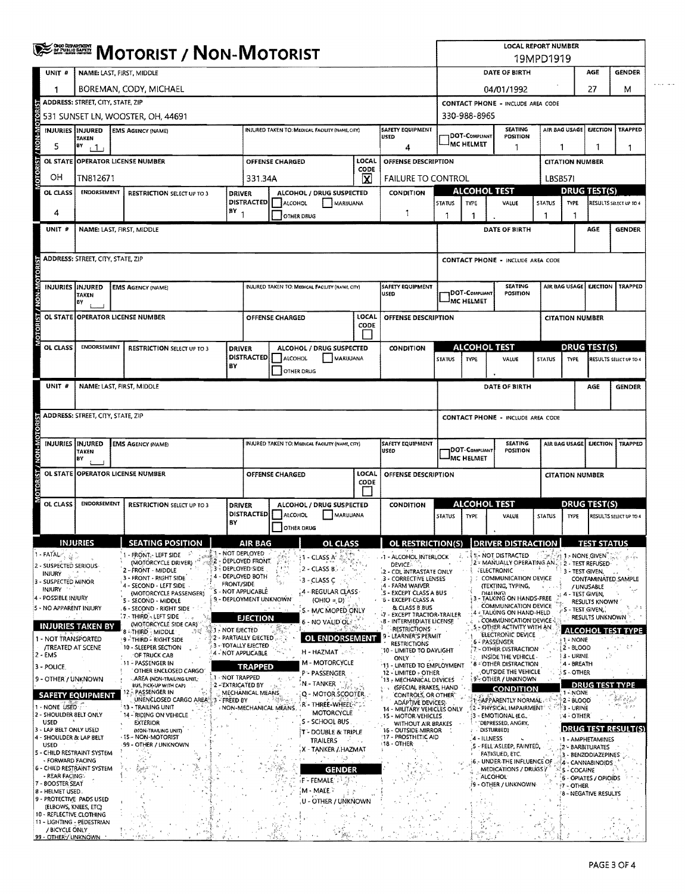# MOTORIST / NON-MOTORIST

| LOCAL REPORT NUMBER |
|---|
| 19MPD1919 |

## Unit 1

| UNIT # | NAME: LAST, FIRST, MIDDLE | DATE OF BIRTH | AGE | GENDER |
|---|---|---|---|---|
| 1 | BOREMAN, CODY, MICHAEL | 04/01/1992 | 27 | M |

| ADDRESS: STREET, CITY, STATE, ZIP | CONTACT PHONE - INCLUDE AREA CODE |
|---|---|
| 531 SUNSET LN, WOOSTER, OH, 44691 | 330-988-8965 |

| INJURIES | INJURED TAKEN BY | EMS AGENCY (NAME) | INJURED TAKEN TO: MEDICAL FACILITY (NAME, CITY) | SAFETY EQUIPMENT USED | DOT-COMPLIANT MC HELMET | SEATING POSITION | AIR BAG USAGE | EJECTION | TRAPPED |
|---|---|---|---|---|---|---|---|---|---|
| 5 | 1 | | | 4 | | 1 | 1 | 1 | 1 |

| OL STATE | OPERATOR LICENSE NUMBER | OFFENSE CHARGED | LOCAL CODE | OFFENSE DESCRIPTION | CITATION NUMBER |
|---|---|---|---|---|---|
| OH | TN812671 | 331.34A | X | FAILURE TO CONTROL | LBSB57I |

| OL CLASS | ENDORSEMENT | RESTRICTION SELECT UP TO 3 | DRIVER DISTRACTED BY | ALCOHOL / DRUG SUSPECTED | CONDITION | ALCOHOL TEST STATUS | ALCOHOL TEST TYPE | ALCOHOL TEST VALUE | DRUG TEST STATUS | DRUG TEST TYPE | DRUG TEST RESULTS SELECT UP TO 4 |
|---|---|---|---|---|---|---|---|---|---|---|---|
| 4 | | | 1 | ☐ ALCOHOL ☐ MARIJUANA ☐ OTHER DRUG | 1 | 1 | 1 | . | 1 | 1 | |

## Unit (blank)

| UNIT # | NAME: LAST, FIRST, MIDDLE | DATE OF BIRTH | AGE | GENDER |
|---|---|---|---|---|
| | | | | |

| ADDRESS: STREET, CITY, STATE, ZIP | CONTACT PHONE - INCLUDE AREA CODE |
|---|---|
| | |

| INJURIES | INJURED TAKEN BY | EMS AGENCY (NAME) | INJURED TAKEN TO: MEDICAL FACILITY (NAME, CITY) | SAFETY EQUIPMENT USED | DOT-COMPLIANT MC HELMET | SEATING POSITION | AIR BAG USAGE | EJECTION | TRAPPED |
|---|---|---|---|---|---|---|---|---|---|
| | | | | | | | | | |

| OL STATE | OPERATOR LICENSE NUMBER | OFFENSE CHARGED | LOCAL CODE | OFFENSE DESCRIPTION | CITATION NUMBER |
|---|---|---|---|---|---|
| | | | ☐ | | |

| OL CLASS | ENDORSEMENT | RESTRICTION SELECT UP TO 3 | DRIVER DISTRACTED BY | ALCOHOL / DRUG SUSPECTED | CONDITION | ALCOHOL TEST STATUS | ALCOHOL TEST TYPE | ALCOHOL TEST VALUE | DRUG TEST STATUS | DRUG TEST TYPE | DRUG TEST RESULTS SELECT UP TO 4 |
|---|---|---|---|---|---|---|---|---|---|---|---|
| | | | | ☐ ALCOHOL ☐ MARIJUANA ☐ OTHER DRUG | | | | . | | | |

## Unit (blank)

| UNIT # | NAME: LAST, FIRST, MIDDLE | DATE OF BIRTH | AGE | GENDER |
|---|---|---|---|---|
| | | | | |

| ADDRESS: STREET, CITY, STATE, ZIP | CONTACT PHONE - INCLUDE AREA CODE |
|---|---|
| | |

| INJURIES | INJURED TAKEN BY | EMS AGENCY (NAME) | INJURED TAKEN TO: MEDICAL FACILITY (NAME, CITY) | SAFETY EQUIPMENT USED | DOT-COMPLIANT MC HELMET | SEATING POSITION | AIR BAG USAGE | EJECTION | TRAPPED |
|---|---|---|---|---|---|---|---|---|---|
| | | | | | | | | | |

| OL STATE | OPERATOR LICENSE NUMBER | OFFENSE CHARGED | LOCAL CODE | OFFENSE DESCRIPTION | CITATION NUMBER |
|---|---|---|---|---|---|
| | | | ☐ | | |

| OL CLASS | ENDORSEMENT | RESTRICTION SELECT UP TO 3 | DRIVER DISTRACTED BY | ALCOHOL / DRUG SUSPECTED | CONDITION | ALCOHOL TEST STATUS | ALCOHOL TEST TYPE | ALCOHOL TEST VALUE | DRUG TEST STATUS | DRUG TEST TYPE | DRUG TEST RESULTS SELECT UP TO 4 |
|---|---|---|---|---|---|---|---|---|---|---|---|
| | | | | ☐ ALCOHOL ☐ MARIJUANA ☐ OTHER DRUG | | | | . | | | |

## Codes

**INJURIES**
1 - FATAL
2 - SUSPECTED SERIOUS INJURY
3 - SUSPECTED MINOR INJURY
4 - POSSIBLE INJURY
5 - NO APPARENT INJURY

**INJURIES TAKEN BY**
1 - NOT TRANSPORTED /TREATED AT SCENE
2 - EMS
3 - POLICE
9 - OTHER / UNKNOWN

**SAFETY EQUIPMENT**
1 - NONE USED
2 - SHOULDER BELT ONLY USED
3 - LAP BELT ONLY USED
4 - SHOULDER & LAP BELT USED
5 - CHILD RESTRAINT SYSTEM - FORWARD FACING
6 - CHILD RESTRAINT SYSTEM - REAR FACING
7 - BOOSTER SEAT
8 - HELMET USED
9 - PROTECTIVE PADS USED (ELBOWS, KNEES, ETC)
10 - REFLECTIVE CLOTHING
11 - LIGHTING - PEDESTRIAN / BICYCLE ONLY
99 - OTHER / UNKNOWN

**SEATING POSITION**
1 - FRONT - LEFT SIDE (MOTORCYCLE DRIVER)
2 - FRONT - MIDDLE
3 - FRONT - RIGHT SIDE
4 - SECOND - LEFT SIDE (MOTORCYCLE PASSENGER)
5 - SECOND - MIDDLE
6 - SECOND - RIGHT SIDE
7 - THIRD - LEFT SIDE (MOTORCYCLE SIDE CAR)
8 - THIRD - MIDDLE
9 - THIRD - RIGHT SIDE
10 - SLEEPER SECTION OF TRUCK CAB
11 - PASSENGER IN OTHER ENCLOSED CARGO AREA (NON-TRAILING UNIT, BUS, PICK-UP WITH CAP)
12 - PASSENGER IN UNENCLOSED CARGO AREA
13 - TRAILING UNIT
14 - RIDING ON VEHICLE EXTERIOR (NON-TRAILING UNIT)
15 - NON-MOTORIST
99 - OTHER / UNKNOWN

**AIR BAG**
1 - NOT DEPLOYED
2 - DEPLOYED FRONT
3 - DEPLOYED SIDE
4 - DEPLOYED BOTH FRONT/SIDE
5 - NOT APPLICABLE
9 - DEPLOYMENT UNKNOWN

**EJECTION**
1 - NOT EJECTED
2 - PARTIALLY EJECTED
3 - TOTALLY EJECTED
4 - NOT APPLICABLE

**TRAPPED**
1 - NOT TRAPPED
2 - EXTRICATED BY MECHANICAL MEANS
3 - FREED BY NON-MECHANICAL MEANS

**OL CLASS**
1 - CLASS A
2 - CLASS B
3 - CLASS C
4 - REGULAR CLASS (OHIO = D)
5 - M/C MOPED ONLY
6 - NO VALID OL

**OL ENDORSEMENT**
H - HAZMAT
M - MOTORCYCLE
P - PASSENGER
N - TANKER
Q - MOTOR SCOOTER
R - THREE-WHEEL MOTORCYCLE
S - SCHOOL BUS
T - DOUBLE & TRIPLE TRAILERS
X - TANKER / HAZMAT

**GENDER**
F - FEMALE
M - MALE
U - OTHER / UNKNOWN

**OL RESTRICTION(S)**
1 - ALCOHOL INTERLOCK DEVICE
2 - CDL INTRASTATE ONLY
3 - CORRECTIVE LENSES
4 - FARM WAIVER
5 - EXCEPT CLASS A BUS
6 - EXCEPT CLASS A & CLASS B BUS
7 - EXCEPT TRACTOR-TRAILER
8 - INTERMEDIATE LICENSE RESTRICTIONS
9 - LEARNER'S PERMIT RESTRICTIONS
10 - LIMITED TO DAYLIGHT ONLY
11 - LIMITED TO EMPLOYMENT
12 - LIMITED - OTHER
13 - MECHANICAL DEVICES (SPECIAL BRAKES, HAND CONTROLS, OR OTHER ADAPTIVE DEVICES)
14 - MILITARY VEHICLES ONLY
15 - MOTOR VEHICLES WITHOUT AIR BRAKES
16 - OUTSIDE MIRROR
17 - PROSTHETIC AID
18 - OTHER

**DRIVER DISTRACTION**
1 - NOT DISTRACTED
2 - MANUALLY OPERATING AN ELECTRONIC COMMUNICATION DEVICE (TEXTING, TYPING, DIALING)
3 - TALKING ON HANDS-FREE COMMUNICATION DEVICE
4 - TALKING ON HAND-HELD COMMUNICATION DEVICE
5 - OTHER ACTIVITY WITH AN ELECTRONIC DEVICE
6 - PASSENGER
7 - OTHER DISTRACTION INSIDE THE VEHICLE
8 - OTHER DISTRACTION OUTSIDE THE VEHICLE
9 - OTHER / UNKNOWN

**CONDITION**
1 - APPARENTLY NORMAL
2 - PHYSICAL IMPAIRMENT
3 - EMOTIONAL (E.G., DEPRESSED, ANGRY, DISTURBED)
4 - ILLNESS
5 - FELL ASLEEP, FAINTED, FATIGUED, ETC.
6 - UNDER THE INFLUENCE OF MEDICATIONS / DRUGS / ALCOHOL
9 - OTHER / UNKNOWN

**TEST STATUS**
1 - NONE GIVEN
2 - TEST REFUSED
3 - TEST GIVEN, CONTAMINATED SAMPLE / UNUSABLE
4 - TEST GIVEN, RESULTS KNOWN
5 - TEST GIVEN, RESULTS UNKNOWN

**ALCOHOL TEST TYPE**
1 - NONE
2 - BLOOD
3 - URINE
4 - BREATH
5 - OTHER

**DRUG TEST TYPE**
1 - NONE
2 - BLOOD
3 - URINE
4 - OTHER

**DRUG TEST RESULT(S)**
1 - AMPHETAMINES
2 - BARBITURATES
3 - BENZODIAZEPINES
4 - CANNABINOIDS
5 - COCAINE
6 - OPIATES / OPIOIDS
7 - OTHER
8 - NEGATIVE RESULTS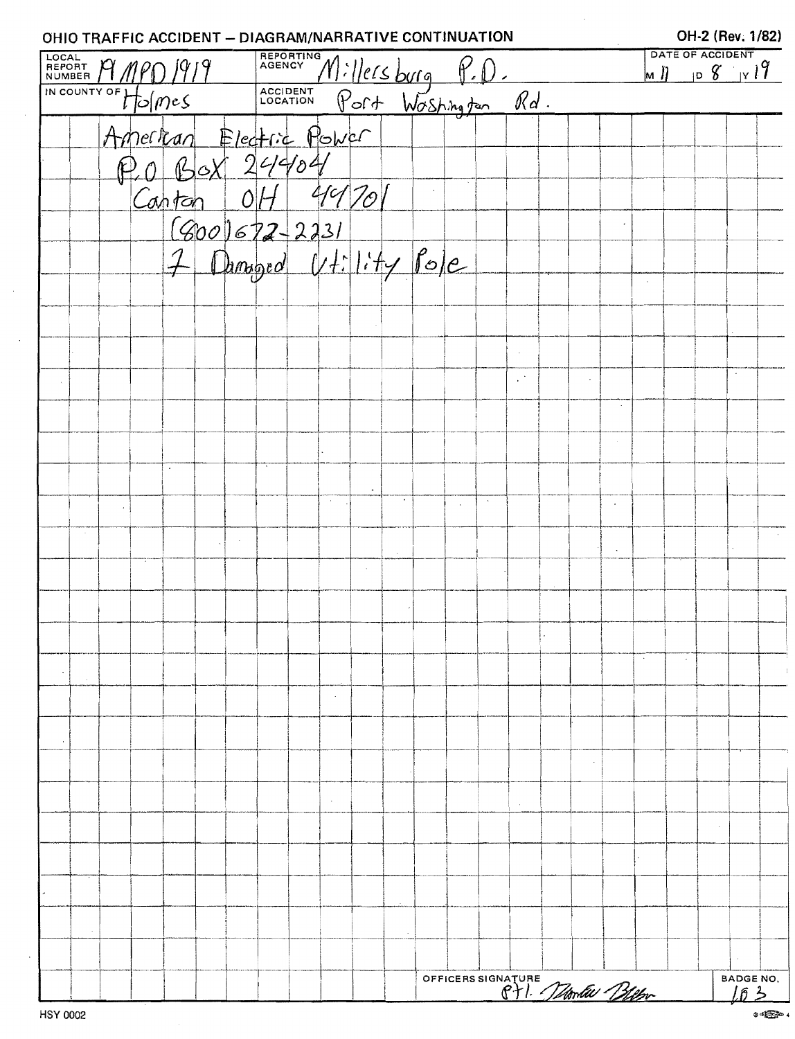## OHIO TRAFFIC ACCIDENT – DIAGRAM/NARRATIVE CONTINUATION

OH-2 (Rev. 1/82)

| | | |
|---|---|---|
| LOCAL REPORT NUMBER: 19MPD1919 | REPORTING AGENCY: Millersburg P.D. | DATE OF ACCIDENT: M 11 D 8 Y 19 |
| IN COUNTY OF: Holmes | ACCIDENT LOCATION: Port Washington Rd. | |

American Electric Power
P.O Box 24404
Canton OH 44701
(800)672-2231
7 Damaged Utility Pole

OFFICERS SIGNATURE: Ptl. [signature]

BADGE NO. 103

HSY 0002